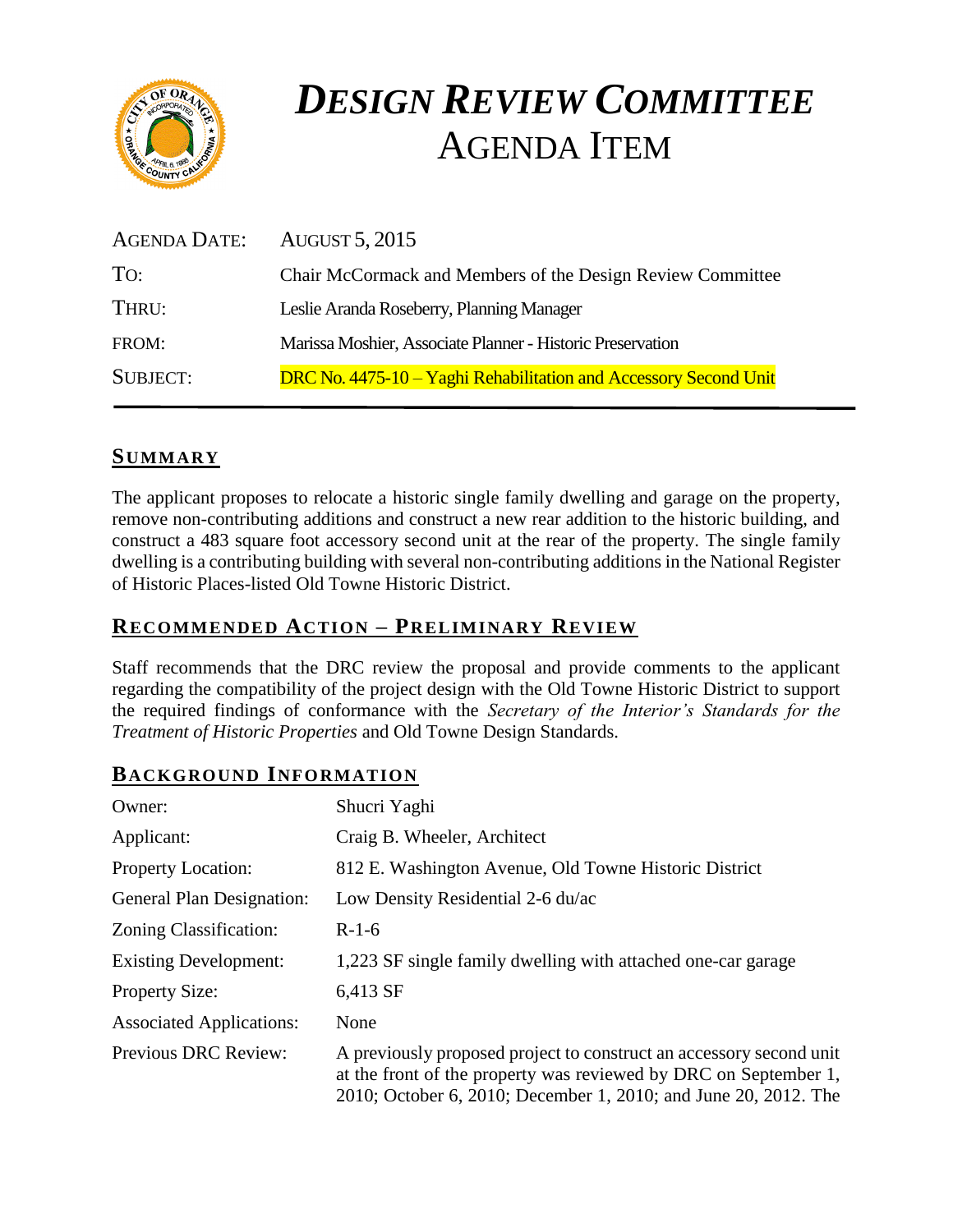# *DESIGN REVIEW COMMITTEE*
# AGENDA ITEM

| | |
|---|---|
| AGENDA DATE: | AUGUST 5, 2015 |
| TO: | Chair McCormack and Members of the Design Review Committee |
| THRU: | Leslie Aranda Roseberry, Planning Manager |
| FROM: | Marissa Moshier, Associate Planner - Historic Preservation |
| SUBJECT: | DRC No. 4475-10 – Yaghi Rehabilitation and Accessory Second Unit |

## SUMMARY

The applicant proposes to relocate a historic single family dwelling and garage on the property, remove non-contributing additions and construct a new rear addition to the historic building, and construct a 483 square foot accessory second unit at the rear of the property. The single family dwelling is a contributing building with several non-contributing additions in the National Register of Historic Places-listed Old Towne Historic District.

## RECOMMENDED ACTION – PRELIMINARY REVIEW

Staff recommends that the DRC review the proposal and provide comments to the applicant regarding the compatibility of the project design with the Old Towne Historic District to support the required findings of conformance with the *Secretary of the Interior's Standards for the Treatment of Historic Properties* and Old Towne Design Standards.

## BACKGROUND INFORMATION

| | |
|---|---|
| Owner: | Shucri Yaghi |
| Applicant: | Craig B. Wheeler, Architect |
| Property Location: | 812 E. Washington Avenue, Old Towne Historic District |
| General Plan Designation: | Low Density Residential 2-6 du/ac |
| Zoning Classification: | R-1-6 |
| Existing Development: | 1,223 SF single family dwelling with attached one-car garage |
| Property Size: | 6,413 SF |
| Associated Applications: | None |
| Previous DRC Review: | A previously proposed project to construct an accessory second unit at the front of the property was reviewed by DRC on September 1, 2010; October 6, 2010; December 1, 2010; and June 20, 2012. The |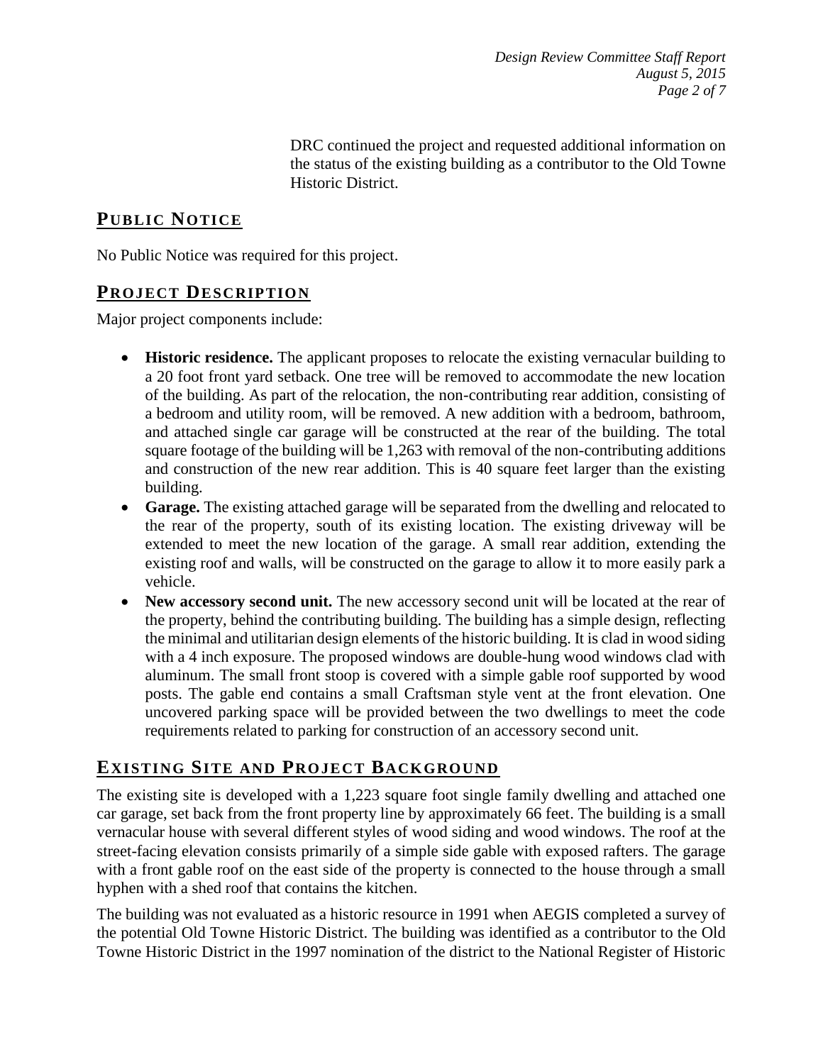DRC continued the project and requested additional information on the status of the existing building as a contributor to the Old Towne Historic District.

## PUBLIC NOTICE

No Public Notice was required for this project.

## PROJECT DESCRIPTION

Major project components include:

- **Historic residence.** The applicant proposes to relocate the existing vernacular building to a 20 foot front yard setback. One tree will be removed to accommodate the new location of the building. As part of the relocation, the non-contributing rear addition, consisting of a bedroom and utility room, will be removed. A new addition with a bedroom, bathroom, and attached single car garage will be constructed at the rear of the building. The total square footage of the building will be 1,263 with removal of the non-contributing additions and construction of the new rear addition. This is 40 square feet larger than the existing building.
- **Garage.** The existing attached garage will be separated from the dwelling and relocated to the rear of the property, south of its existing location. The existing driveway will be extended to meet the new location of the garage. A small rear addition, extending the existing roof and walls, will be constructed on the garage to allow it to more easily park a vehicle.
- **New accessory second unit.** The new accessory second unit will be located at the rear of the property, behind the contributing building. The building has a simple design, reflecting the minimal and utilitarian design elements of the historic building. It is clad in wood siding with a 4 inch exposure. The proposed windows are double-hung wood windows clad with aluminum. The small front stoop is covered with a simple gable roof supported by wood posts. The gable end contains a small Craftsman style vent at the front elevation. One uncovered parking space will be provided between the two dwellings to meet the code requirements related to parking for construction of an accessory second unit.

## EXISTING SITE AND PROJECT BACKGROUND

The existing site is developed with a 1,223 square foot single family dwelling and attached one car garage, set back from the front property line by approximately 66 feet. The building is a small vernacular house with several different styles of wood siding and wood windows. The roof at the street-facing elevation consists primarily of a simple side gable with exposed rafters. The garage with a front gable roof on the east side of the property is connected to the house through a small hyphen with a shed roof that contains the kitchen.

The building was not evaluated as a historic resource in 1991 when AEGIS completed a survey of the potential Old Towne Historic District. The building was identified as a contributor to the Old Towne Historic District in the 1997 nomination of the district to the National Register of Historic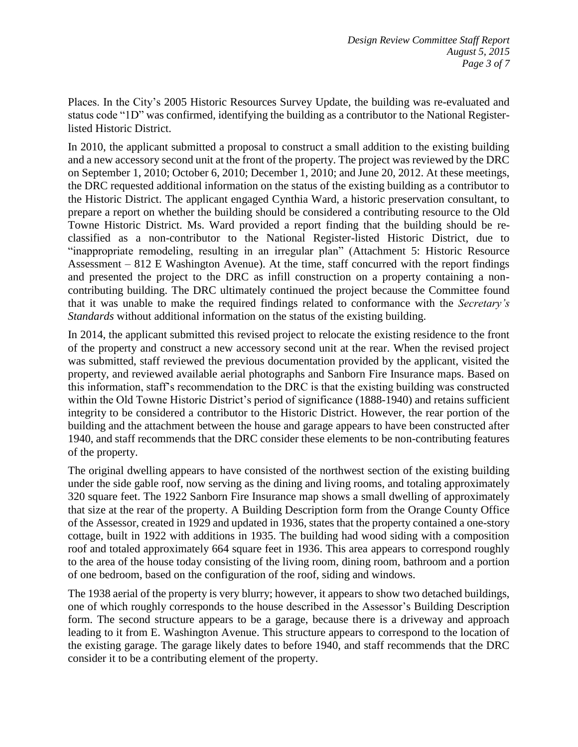Places. In the City's 2005 Historic Resources Survey Update, the building was re-evaluated and status code "1D" was confirmed, identifying the building as a contributor to the National Register-listed Historic District.

In 2010, the applicant submitted a proposal to construct a small addition to the existing building and a new accessory second unit at the front of the property. The project was reviewed by the DRC on September 1, 2010; October 6, 2010; December 1, 2010; and June 20, 2012. At these meetings, the DRC requested additional information on the status of the existing building as a contributor to the Historic District. The applicant engaged Cynthia Ward, a historic preservation consultant, to prepare a report on whether the building should be considered a contributing resource to the Old Towne Historic District. Ms. Ward provided a report finding that the building should be re-classified as a non-contributor to the National Register-listed Historic District, due to "inappropriate remodeling, resulting in an irregular plan" (Attachment 5: Historic Resource Assessment – 812 E Washington Avenue). At the time, staff concurred with the report findings and presented the project to the DRC as infill construction on a property containing a non-contributing building. The DRC ultimately continued the project because the Committee found that it was unable to make the required findings related to conformance with the *Secretary's Standards* without additional information on the status of the existing building.

In 2014, the applicant submitted this revised project to relocate the existing residence to the front of the property and construct a new accessory second unit at the rear. When the revised project was submitted, staff reviewed the previous documentation provided by the applicant, visited the property, and reviewed available aerial photographs and Sanborn Fire Insurance maps. Based on this information, staff's recommendation to the DRC is that the existing building was constructed within the Old Towne Historic District's period of significance (1888-1940) and retains sufficient integrity to be considered a contributor to the Historic District. However, the rear portion of the building and the attachment between the house and garage appears to have been constructed after 1940, and staff recommends that the DRC consider these elements to be non-contributing features of the property.

The original dwelling appears to have consisted of the northwest section of the existing building under the side gable roof, now serving as the dining and living rooms, and totaling approximately 320 square feet. The 1922 Sanborn Fire Insurance map shows a small dwelling of approximately that size at the rear of the property. A Building Description form from the Orange County Office of the Assessor, created in 1929 and updated in 1936, states that the property contained a one-story cottage, built in 1922 with additions in 1935. The building had wood siding with a composition roof and totaled approximately 664 square feet in 1936. This area appears to correspond roughly to the area of the house today consisting of the living room, dining room, bathroom and a portion of one bedroom, based on the configuration of the roof, siding and windows.

The 1938 aerial of the property is very blurry; however, it appears to show two detached buildings, one of which roughly corresponds to the house described in the Assessor's Building Description form. The second structure appears to be a garage, because there is a driveway and approach leading to it from E. Washington Avenue. This structure appears to correspond to the location of the existing garage. The garage likely dates to before 1940, and staff recommends that the DRC consider it to be a contributing element of the property.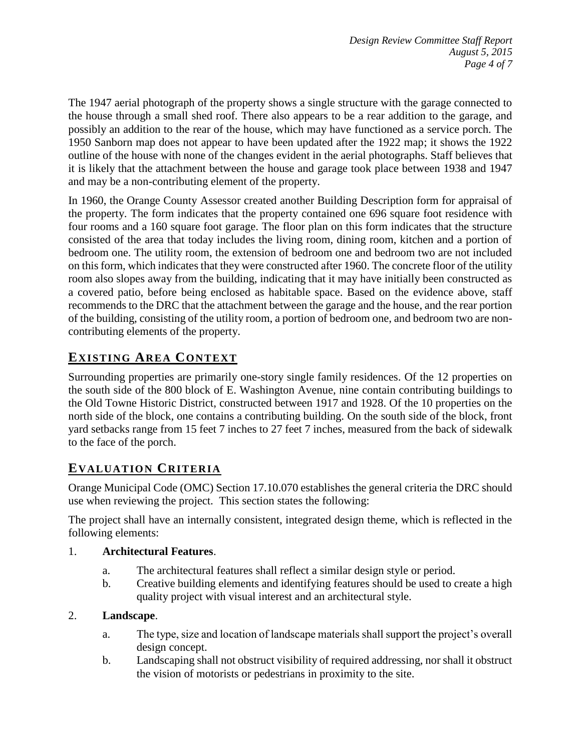The 1947 aerial photograph of the property shows a single structure with the garage connected to the house through a small shed roof. There also appears to be a rear addition to the garage, and possibly an addition to the rear of the house, which may have functioned as a service porch. The 1950 Sanborn map does not appear to have been updated after the 1922 map; it shows the 1922 outline of the house with none of the changes evident in the aerial photographs. Staff believes that it is likely that the attachment between the house and garage took place between 1938 and 1947 and may be a non-contributing element of the property.

In 1960, the Orange County Assessor created another Building Description form for appraisal of the property. The form indicates that the property contained one 696 square foot residence with four rooms and a 160 square foot garage. The floor plan on this form indicates that the structure consisted of the area that today includes the living room, dining room, kitchen and a portion of bedroom one. The utility room, the extension of bedroom one and bedroom two are not included on this form, which indicates that they were constructed after 1960. The concrete floor of the utility room also slopes away from the building, indicating that it may have initially been constructed as a covered patio, before being enclosed as habitable space. Based on the evidence above, staff recommends to the DRC that the attachment between the garage and the house, and the rear portion of the building, consisting of the utility room, a portion of bedroom one, and bedroom two are non-contributing elements of the property.

## EXISTING AREA CONTEXT

Surrounding properties are primarily one-story single family residences. Of the 12 properties on the south side of the 800 block of E. Washington Avenue, nine contain contributing buildings to the Old Towne Historic District, constructed between 1917 and 1928. Of the 10 properties on the north side of the block, one contains a contributing building. On the south side of the block, front yard setbacks range from 15 feet 7 inches to 27 feet 7 inches, measured from the back of sidewalk to the face of the porch.

## EVALUATION CRITERIA

Orange Municipal Code (OMC) Section 17.10.070 establishes the general criteria the DRC should use when reviewing the project. This section states the following:

The project shall have an internally consistent, integrated design theme, which is reflected in the following elements:

1. **Architectural Features**.
   a. The architectural features shall reflect a similar design style or period.
   b. Creative building elements and identifying features should be used to create a high quality project with visual interest and an architectural style.

2. **Landscape**.
   a. The type, size and location of landscape materials shall support the project's overall design concept.
   b. Landscaping shall not obstruct visibility of required addressing, nor shall it obstruct the vision of motorists or pedestrians in proximity to the site.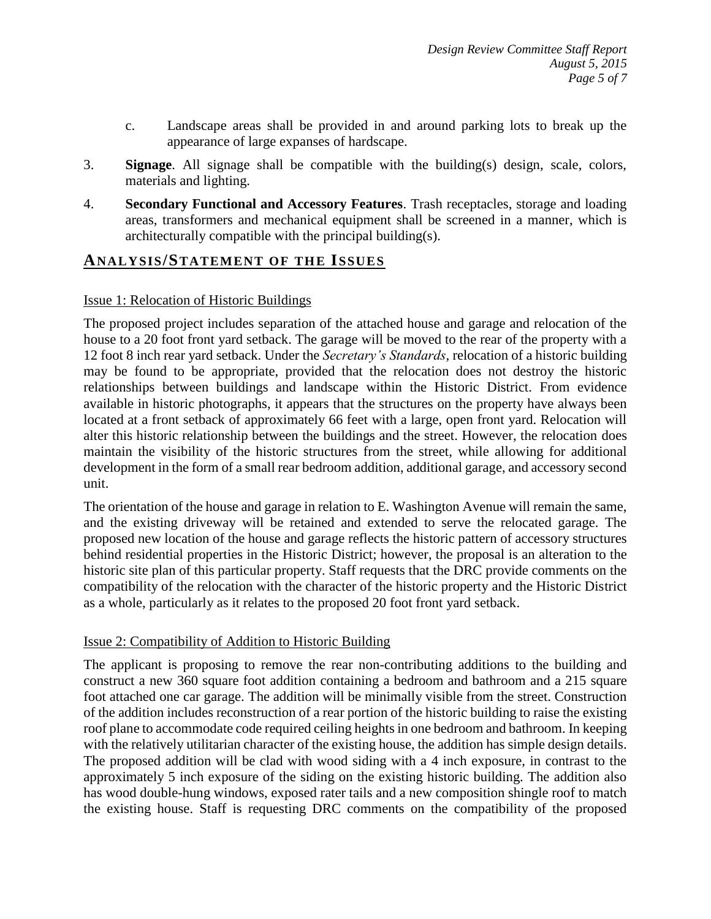c. Landscape areas shall be provided in and around parking lots to break up the appearance of large expanses of hardscape.

3. **Signage**. All signage shall be compatible with the building(s) design, scale, colors, materials and lighting.

4. **Secondary Functional and Accessory Features**. Trash receptacles, storage and loading areas, transformers and mechanical equipment shall be screened in a manner, which is architecturally compatible with the principal building(s).

## ANALYSIS/STATEMENT OF THE ISSUES

Issue 1: Relocation of Historic Buildings

The proposed project includes separation of the attached house and garage and relocation of the house to a 20 foot front yard setback. The garage will be moved to the rear of the property with a 12 foot 8 inch rear yard setback. Under the *Secretary's Standards*, relocation of a historic building may be found to be appropriate, provided that the relocation does not destroy the historic relationships between buildings and landscape within the Historic District. From evidence available in historic photographs, it appears that the structures on the property have always been located at a front setback of approximately 66 feet with a large, open front yard. Relocation will alter this historic relationship between the buildings and the street. However, the relocation does maintain the visibility of the historic structures from the street, while allowing for additional development in the form of a small rear bedroom addition, additional garage, and accessory second unit.

The orientation of the house and garage in relation to E. Washington Avenue will remain the same, and the existing driveway will be retained and extended to serve the relocated garage. The proposed new location of the house and garage reflects the historic pattern of accessory structures behind residential properties in the Historic District; however, the proposal is an alteration to the historic site plan of this particular property. Staff requests that the DRC provide comments on the compatibility of the relocation with the character of the historic property and the Historic District as a whole, particularly as it relates to the proposed 20 foot front yard setback.

Issue 2: Compatibility of Addition to Historic Building

The applicant is proposing to remove the rear non-contributing additions to the building and construct a new 360 square foot addition containing a bedroom and bathroom and a 215 square foot attached one car garage. The addition will be minimally visible from the street. Construction of the addition includes reconstruction of a rear portion of the historic building to raise the existing roof plane to accommodate code required ceiling heights in one bedroom and bathroom. In keeping with the relatively utilitarian character of the existing house, the addition has simple design details. The proposed addition will be clad with wood siding with a 4 inch exposure, in contrast to the approximately 5 inch exposure of the siding on the existing historic building. The addition also has wood double-hung windows, exposed rater tails and a new composition shingle roof to match the existing house. Staff is requesting DRC comments on the compatibility of the proposed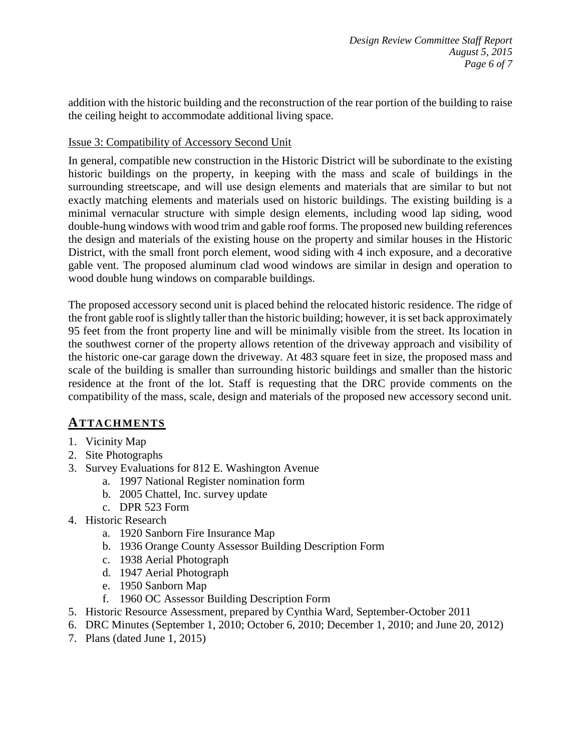addition with the historic building and the reconstruction of the rear portion of the building to raise the ceiling height to accommodate additional living space.

Issue 3: Compatibility of Accessory Second Unit

In general, compatible new construction in the Historic District will be subordinate to the existing historic buildings on the property, in keeping with the mass and scale of buildings in the surrounding streetscape, and will use design elements and materials that are similar to but not exactly matching elements and materials used on historic buildings. The existing building is a minimal vernacular structure with simple design elements, including wood lap siding, wood double-hung windows with wood trim and gable roof forms. The proposed new building references the design and materials of the existing house on the property and similar houses in the Historic District, with the small front porch element, wood siding with 4 inch exposure, and a decorative gable vent. The proposed aluminum clad wood windows are similar in design and operation to wood double hung windows on comparable buildings.

The proposed accessory second unit is placed behind the relocated historic residence. The ridge of the front gable roof is slightly taller than the historic building; however, it is set back approximately 95 feet from the front property line and will be minimally visible from the street. Its location in the southwest corner of the property allows retention of the driveway approach and visibility of the historic one-car garage down the driveway. At 483 square feet in size, the proposed mass and scale of the building is smaller than surrounding historic buildings and smaller than the historic residence at the front of the lot. Staff is requesting that the DRC provide comments on the compatibility of the mass, scale, design and materials of the proposed new accessory second unit.

## ATTACHMENTS

1. Vicinity Map
2. Site Photographs
3. Survey Evaluations for 812 E. Washington Avenue
    a. 1997 National Register nomination form
    b. 2005 Chattel, Inc. survey update
    c. DPR 523 Form
4. Historic Research
    a. 1920 Sanborn Fire Insurance Map
    b. 1936 Orange County Assessor Building Description Form
    c. 1938 Aerial Photograph
    d. 1947 Aerial Photograph
    e. 1950 Sanborn Map
    f. 1960 OC Assessor Building Description Form
5. Historic Resource Assessment, prepared by Cynthia Ward, September-October 2011
6. DRC Minutes (September 1, 2010; October 6, 2010; December 1, 2010; and June 20, 2012)
7. Plans (dated June 1, 2015)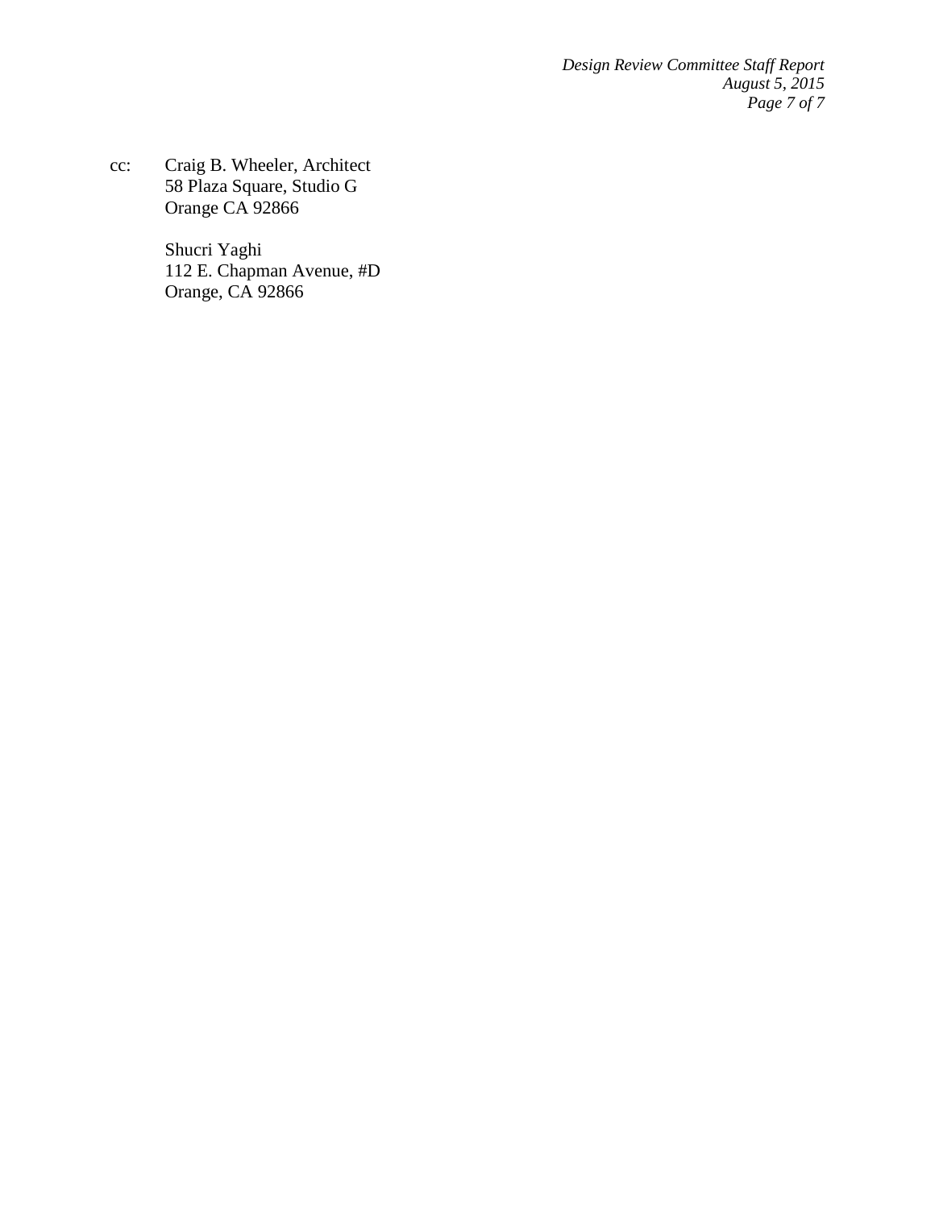cc: Craig B. Wheeler, Architect
58 Plaza Square, Studio G
Orange CA 92866

Shucri Yaghi
112 E. Chapman Avenue, #D
Orange, CA 92866